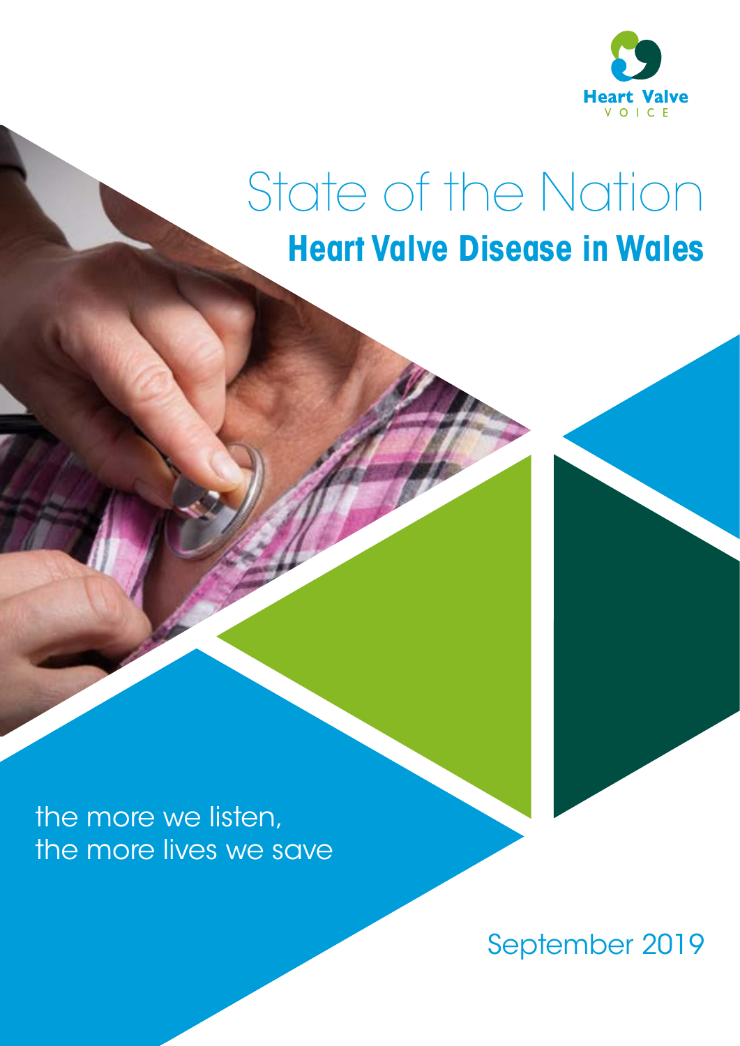Heart Valve
VOICE

# State of the Nation

## Heart Valve Disease in Wales

the more we listen,
the more lives we save

September 2019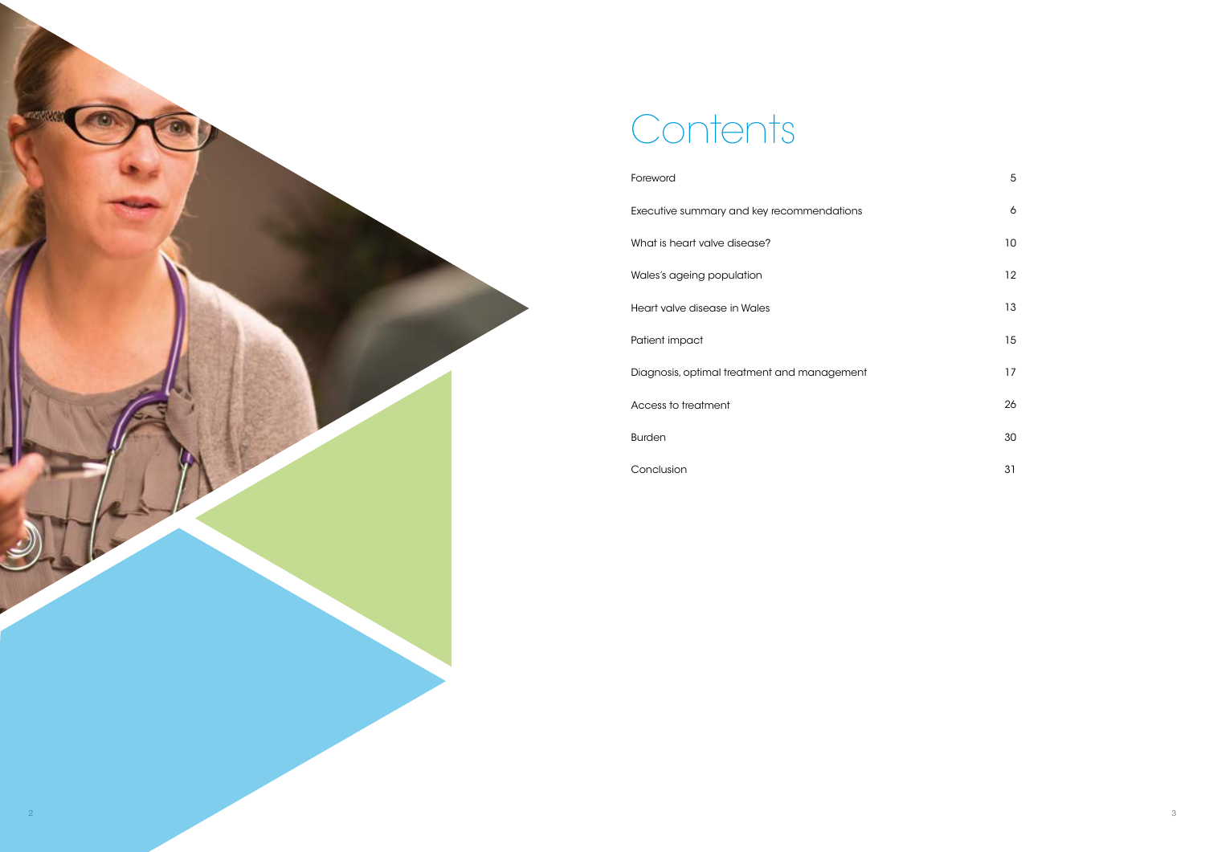# Contents

| | |
|---|---|
| Foreword | 5 |
| Executive summary and key recommendations | 6 |
| What is heart valve disease? | 10 |
| Wales's ageing population | 12 |
| Heart valve disease in Wales | 13 |
| Patient impact | 15 |
| Diagnosis, optimal treatment and management | 17 |
| Access to treatment | 26 |
| Burden | 30 |
| Conclusion | 31 |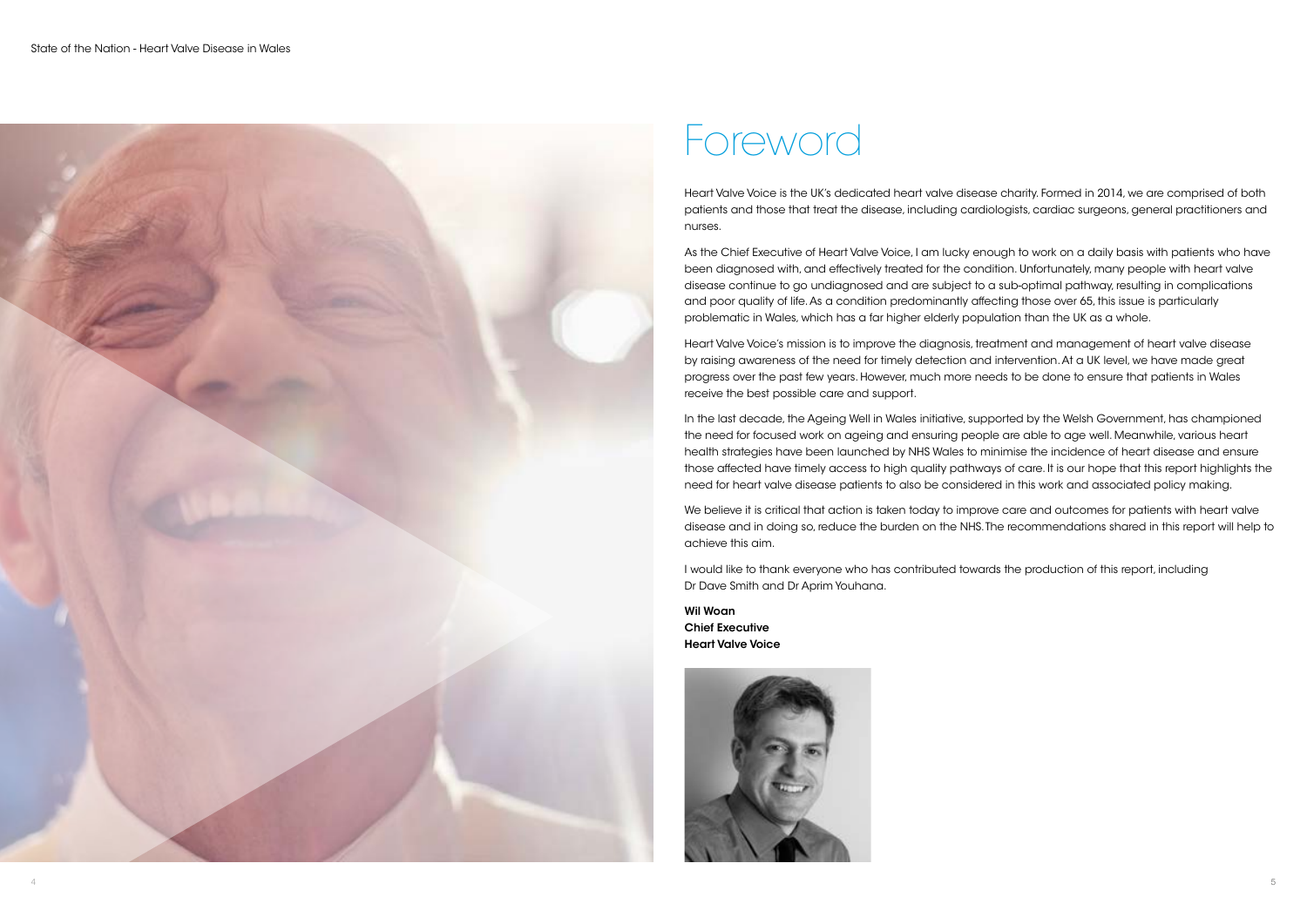# Foreword

Heart Valve Voice is the UK's dedicated heart valve disease charity. Formed in 2014, we are comprised of both patients and those that treat the disease, including cardiologists, cardiac surgeons, general practitioners and nurses.

As the Chief Executive of Heart Valve Voice, I am lucky enough to work on a daily basis with patients who have been diagnosed with, and effectively treated for the condition. Unfortunately, many people with heart valve disease continue to go undiagnosed and are subject to a sub-optimal pathway, resulting in complications and poor quality of life. As a condition predominantly affecting those over 65, this issue is particularly problematic in Wales, which has a far higher elderly population than the UK as a whole.

Heart Valve Voice's mission is to improve the diagnosis, treatment and management of heart valve disease by raising awareness of the need for timely detection and intervention. At a UK level, we have made great progress over the past few years. However, much more needs to be done to ensure that patients in Wales receive the best possible care and support.

In the last decade, the Ageing Well in Wales initiative, supported by the Welsh Government, has championed the need for focused work on ageing and ensuring people are able to age well. Meanwhile, various heart health strategies have been launched by NHS Wales to minimise the incidence of heart disease and ensure those affected have timely access to high quality pathways of care. It is our hope that this report highlights the need for heart valve disease patients to also be considered in this work and associated policy making.

We believe it is critical that action is taken today to improve care and outcomes for patients with heart valve disease and in doing so, reduce the burden on the NHS. The recommendations shared in this report will help to achieve this aim.

I would like to thank everyone who has contributed towards the production of this report, including Dr Dave Smith and Dr Aprim Youhana.

**Wil Woan**
**Chief Executive**
**Heart Valve Voice**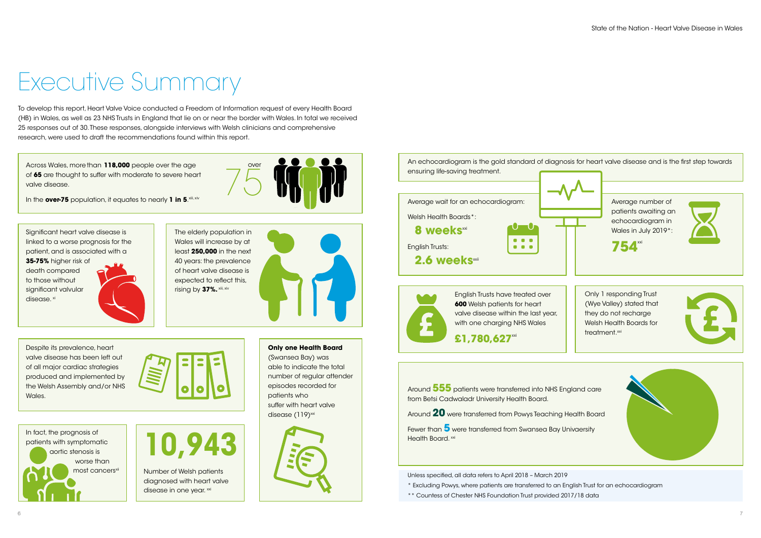# Executive Summary

To develop this report, Heart Valve Voice conducted a Freedom of Information request of every Health Board (HB) in Wales, as well as 23 NHS Trusts in England that lie on or near the border with Wales. In total we received 25 responses out of 30. These responses, alongside interviews with Welsh clinicians and comprehensive research, were used to draft the recommendations found within this report.

Across Wales, more than **118,000** people over the age of **65** are thought to suffer with moderate to severe heart valve disease.

In the **over-75** population, it equates to nearly **1 in 5**.[xiii, xiv]

over 75

Significant heart valve disease is linked to a worse prognosis for the patient, and is associated with a **35-75%** higher risk of death compared to those without significant valvular disease.[xi]

The elderly population in Wales will increase by at least **250,000** in the next 40 years: the prevalence of heart valve disease is expected to reflect this, rising by **37%.**[xiii, xiv]

Despite its prevalence, heart valve disease has been left out of all major cardiac strategies produced and implemented by the Welsh Assembly and/or NHS Wales.

**Only one Health Board** (Swansea Bay) was able to indicate the total number of regular attender episodes recorded for patients who suffer with heart valve disease (119)[xxi]

In fact, the prognosis of patients with symptomatic aortic stenosis is worse than most cancers[xii]

**10,943**

Number of Welsh patients diagnosed with heart valve disease in one year.[xxi]

An echocardiogram is the gold standard of diagnosis for heart valve disease and is the first step towards ensuring life-saving treatment.

Average wait for an echocardiogram:

Welsh Health Boards*:

**8 weeks**[xxi]

English Trusts:

**2.6 weeks**[xxii]

Average number of patients awaiting an echocardiogram in Wales in July 2019*:

**754**[xxi]

English Trusts have treated over **600** Welsh patients for heart valve disease within the last year, with one charging NHS Wales

**£1,780,627**[xxi]

Only 1 responding Trust (Wye Valley) stated that they do not recharge Welsh Health Boards for treatment.[xxi]

Around **555** patients were transferred into NHS England care from Betsi Cadwaladr University Health Board.

Around **20** were transferred from Powys Teaching Health Board

Fewer than **5** were transferred from Swansea Bay Univaersity Health Board.[xxi]

Unless specified, all data refers to April 2018 – March 2019

\* Excluding Powys, where patients are transferred to an English Trust for an echocardiogram

\*\* Countess of Chester NHS Foundation Trust provided 2017/18 data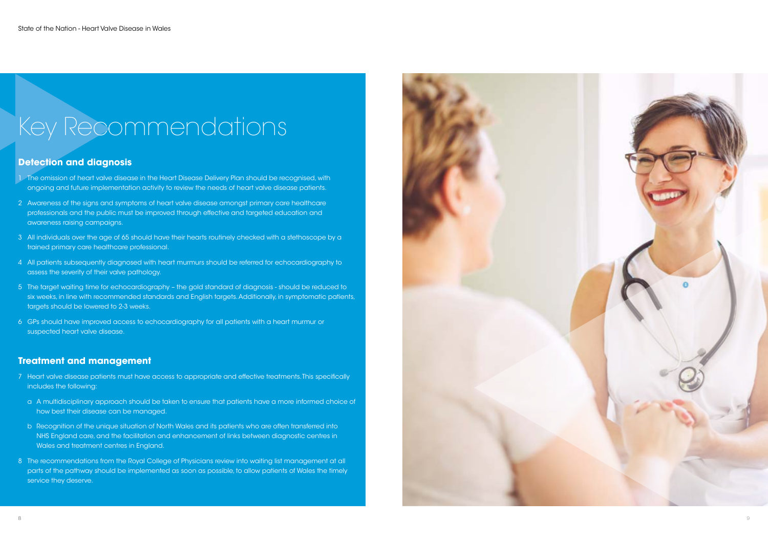# Key Recommendations

## Detection and diagnosis

1. The omission of heart valve disease in the Heart Disease Delivery Plan should be recognised, with ongoing and future implementation activity to review the needs of heart valve disease patients.
2. Awareness of the signs and symptoms of heart valve disease amongst primary care healthcare professionals and the public must be improved through effective and targeted education and awareness raising campaigns.
3. All individuals over the age of 65 should have their hearts routinely checked with a stethoscope by a trained primary care healthcare professional.
4. All patients subsequently diagnosed with heart murmurs should be referred for echocardiography to assess the severity of their valve pathology.
5. The target waiting time for echocardiography – the gold standard of diagnosis - should be reduced to six weeks, in line with recommended standards and English targets. Additionally, in symptomatic patients, targets should be lowered to 2-3 weeks.
6. GPs should have improved access to echocardiography for all patients with a heart murmur or suspected heart valve disease.

## Treatment and management

7. Heart valve disease patients must have access to appropriate and effective treatments. This specifically includes the following:
   a. A multidisciplinary approach should be taken to ensure that patients have a more informed choice of how best their disease can be managed.
   b. Recognition of the unique situation of North Wales and its patients who are often transferred into NHS England care, and the facilitation and enhancement of links between diagnostic centres in Wales and treatment centres in England.
8. The recommendations from the Royal College of Physicians review into waiting list management at all parts of the pathway should be implemented as soon as possible, to allow patients of Wales the timely service they deserve.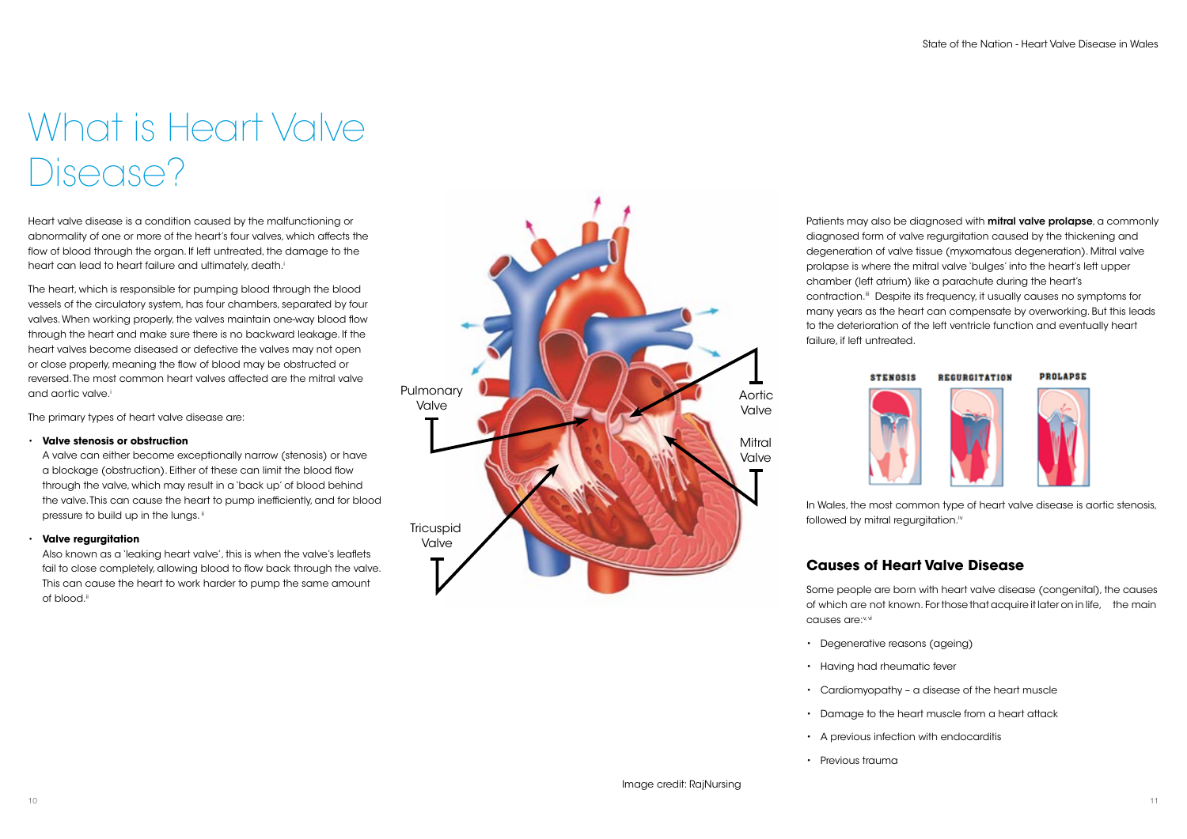# What is Heart Valve Disease?

Heart valve disease is a condition caused by the malfunctioning or abnormality of one or more of the heart's four valves, which affects the flow of blood through the organ. If left untreated, the damage to the heart can lead to heart failure and ultimately, death.[i]

The heart, which is responsible for pumping blood through the blood vessels of the circulatory system, has four chambers, separated by four valves. When working properly, the valves maintain one-way blood flow through the heart and make sure there is no backward leakage. If the heart valves become diseased or defective the valves may not open or close properly, meaning the flow of blood may be obstructed or reversed. The most common heart valves affected are the mitral valve and aortic valve.[i]

The primary types of heart valve disease are:

- **Valve stenosis or obstruction**
  A valve can either become exceptionally narrow (stenosis) or have a blockage (obstruction). Either of these can limit the blood flow through the valve, which may result in a 'back up' of blood behind the valve. This can cause the heart to pump inefficiently, and for blood pressure to build up in the lungs.[ii]
- **Valve regurgitation**
  Also known as a 'leaking heart valve', this is when the valve's leaflets fail to close completely, allowing blood to flow back through the valve. This can cause the heart to work harder to pump the same amount of blood.[ii]

Pulmonary Valve

Aortic Valve

Mitral Valve

Tricuspid Valve

Image credit: RajNursing

Patients may also be diagnosed with **mitral valve prolapse**, a commonly diagnosed form of valve regurgitation caused by the thickening and degeneration of valve tissue (myxomatous degeneration). Mitral valve prolapse is where the mitral valve 'bulges' into the heart's left upper chamber (left atrium) like a parachute during the heart's contraction.[iii] Despite its frequency, it usually causes no symptoms for many years as the heart can compensate by overworking. But this leads to the deterioration of the left ventricle function and eventually heart failure, if left untreated.

STENOSIS

REGURGITATION

PROLAPSE

In Wales, the most common type of heart valve disease is aortic stenosis, followed by mitral regurgitation.[iv]

## Causes of Heart Valve Disease

Some people are born with heart valve disease (congenital), the causes of which are not known. For those that acquire it later on in life, the main causes are:[v, vi]

- Degenerative reasons (ageing)
- Having had rheumatic fever
- Cardiomyopathy – a disease of the heart muscle
- Damage to the heart muscle from a heart attack
- A previous infection with endocarditis
- Previous trauma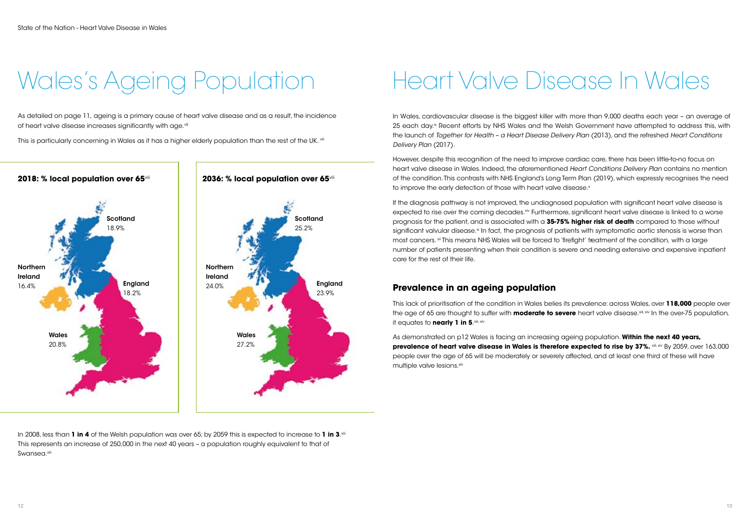# Wales's Ageing Population

As detailed on page 11, ageing is a primary cause of heart valve disease and as a result, the incidence of heart valve disease increases significantly with age.[vii]

This is particularly concerning in Wales as it has a higher elderly population than the rest of the UK.[viii]

**2018: % local population over 65**[viii]

Scotland
18.9%

Northern Ireland
16.4%

England
18.2%

Wales
20.8%

**2036: % local population over 65**[viii]

Scotland
25.2%

Northern Ireland
24.0%

England
23.9%

Wales
27.2%

In 2008, less than **1 in 4** of the Welsh population was over 65; by 2059 this is expected to increase to **1 in 3**.[xiii] This represents an increase of 250,000 in the next 40 years – a population roughly equivalent to that of Swansea.[xiii]

# Heart Valve Disease In Wales

In Wales, cardiovascular disease is the biggest killer with more than 9,000 deaths each year – an average of 25 each day.[ix] Recent efforts by NHS Wales and the Welsh Government have attempted to address this, with the launch of *Together for Health – a Heart Disease Delivery Plan* (2013), and the refreshed *Heart Conditions Delivery Plan* (2017).

However, despite this recognition of the need to improve cardiac care, there has been little-to-no focus on heart valve disease in Wales. Indeed, the aforementioned *Heart Conditions Delivery Plan* contains no mention of the condition. This contrasts with NHS England's Long Term Plan (2019), which expressly recognises the need to improve the early detection of those with heart valve disease.[x]

If the diagnosis pathway is not improved, the undiagnosed population with significant heart valve disease is expected to rise over the coming decades.[xiv] Furthermore, significant heart valve disease is linked to a worse prognosis for the patient, and is associated with a **35-75% higher risk of death** compared to those without significant valvular disease.[xi] In fact, the prognosis of patients with symptomatic aortic stenosis is worse than most cancers.[xii] This means NHS Wales will be forced to 'firefight' treatment of the condition, with a large number of patients presenting when their condition is severe and needing extensive and expensive inpatient care for the rest of their life.

## Prevalence in an ageing population

This lack of prioritisation of the condition in Wales belies its prevalence: across Wales, over **118,000** people over the age of 65 are thought to suffer with **moderate to severe** heart valve disease.[xiii, xiv] In the over-75 population, it equates to **nearly 1 in 5**.[xiii, xiv]

As demonstrated on p12 Wales is facing an increasing ageing population. **Within the next 40 years, prevalence of heart valve disease in Wales is therefore expected to rise by 37%.**[xiii, xiv] By 2059, over 163,000 people over the age of 65 will be moderately or severely affected, and at least one third of these will have multiple valve lesions.[xiii]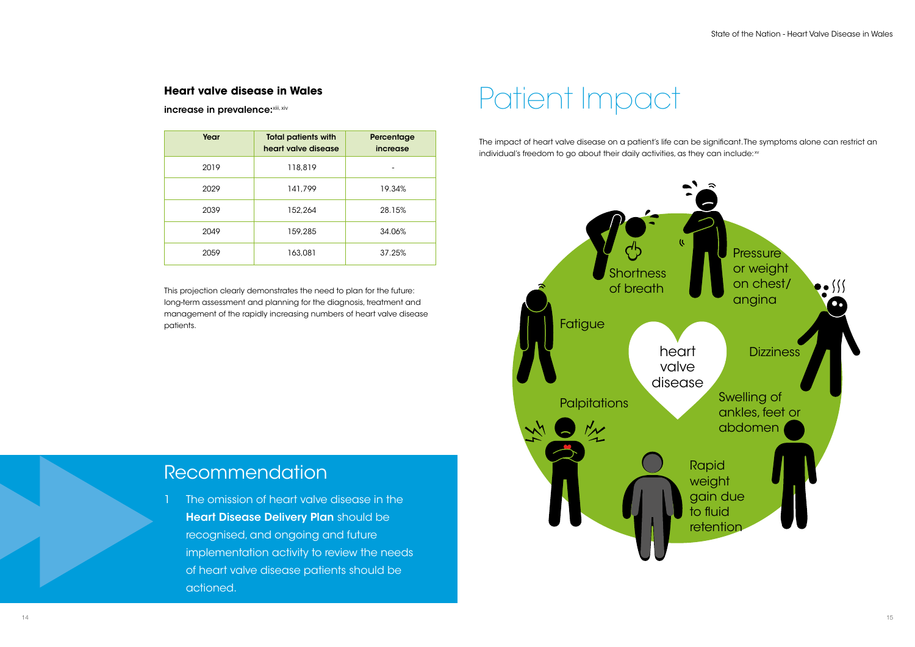## Heart valve disease in Wales

**increase in prevalence:**[xiii, xiv]

| Year | Total patients with heart valve disease | Percentage increase |
|---|---|---|
| 2019 | 118,819 | - |
| 2029 | 141,799 | 19.34% |
| 2039 | 152,264 | 28.15% |
| 2049 | 159,285 | 34.06% |
| 2059 | 163,081 | 37.25% |

This projection clearly demonstrates the need to plan for the future: long-term assessment and planning for the diagnosis, treatment and management of the rapidly increasing numbers of heart valve disease patients.

## Recommendation

1. The omission of heart valve disease in the **Heart Disease Delivery Plan** should be recognised, and ongoing and future implementation activity to review the needs of heart valve disease patients should be actioned.

# Patient Impact

The impact of heart valve disease on a patient's life can be significant. The symptoms alone can restrict an individual's freedom to go about their daily activities, as they can include:[xv]

heart valve disease

Shortness of breath

Pressure or weight on chest/ angina

Fatigue

Dizziness

Palpitations

Swelling of ankles, feet or abdomen

Rapid weight gain due to fluid retention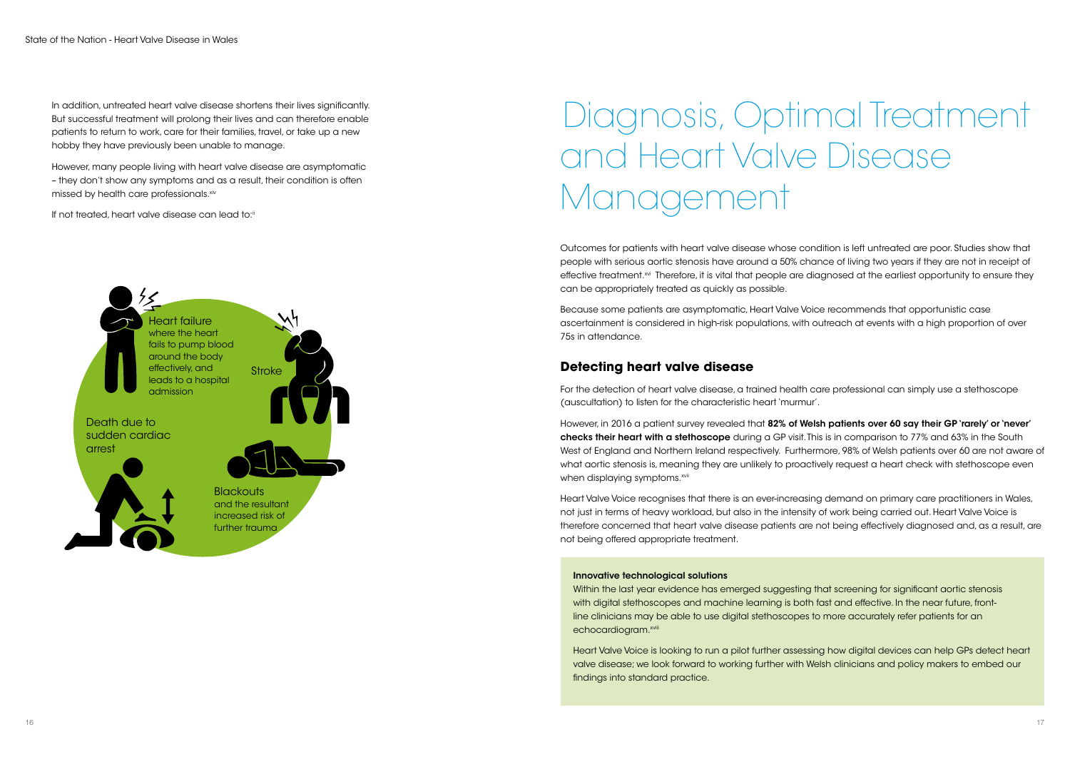In addition, untreated heart valve disease shortens their lives significantly. But successful treatment will prolong their lives and can therefore enable patients to return to work, care for their families, travel, or take up a new hobby they have previously been unable to manage.

However, many people living with heart valve disease are asymptomatic – they don't show any symptoms and as a result, their condition is often missed by health care professionals.[xiv]

If not treated, heart valve disease can lead to:[ii]

- Heart failure where the heart fails to pump blood around the body effectively, and leads to a hospital admission
- Stroke
- Death due to sudden cardiac arrest
- Blackouts and the resultant increased risk of further trauma

# Diagnosis, Optimal Treatment and Heart Valve Disease Management

Outcomes for patients with heart valve disease whose condition is left untreated are poor. Studies show that people with serious aortic stenosis have around a 50% chance of living two years if they are not in receipt of effective treatment.[xvi] Therefore, it is vital that people are diagnosed at the earliest opportunity to ensure they can be appropriately treated as quickly as possible.

Because some patients are asymptomatic, Heart Valve Voice recommends that opportunistic case ascertainment is considered in high-risk populations, with outreach at events with a high proportion of over 75s in attendance.

## Detecting heart valve disease

For the detection of heart valve disease, a trained health care professional can simply use a stethoscope (auscultation) to listen for the characteristic heart 'murmur'.

However, in 2016 a patient survey revealed that **82% of Welsh patients over 60 say their GP 'rarely' or 'never' checks their heart with a stethoscope** during a GP visit. This is in comparison to 77% and 63% in the South West of England and Northern Ireland respectively. Furthermore, 98% of Welsh patients over 60 are not aware of what aortic stenosis is, meaning they are unlikely to proactively request a heart check with stethoscope even when displaying symptoms.[xvii]

Heart Valve Voice recognises that there is an ever-increasing demand on primary care practitioners in Wales, not just in terms of heavy workload, but also in the intensity of work being carried out. Heart Valve Voice is therefore concerned that heart valve disease patients are not being effectively diagnosed and, as a result, are not being offered appropriate treatment.

**Innovative technological solutions**

Within the last year evidence has emerged suggesting that screening for significant aortic stenosis with digital stethoscopes and machine learning is both fast and effective. In the near future, front-line clinicians may be able to use digital stethoscopes to more accurately refer patients for an echocardiogram.[xviii]

Heart Valve Voice is looking to run a pilot further assessing how digital devices can help GPs detect heart valve disease; we look forward to working further with Welsh clinicians and policy makers to embed our findings into standard practice.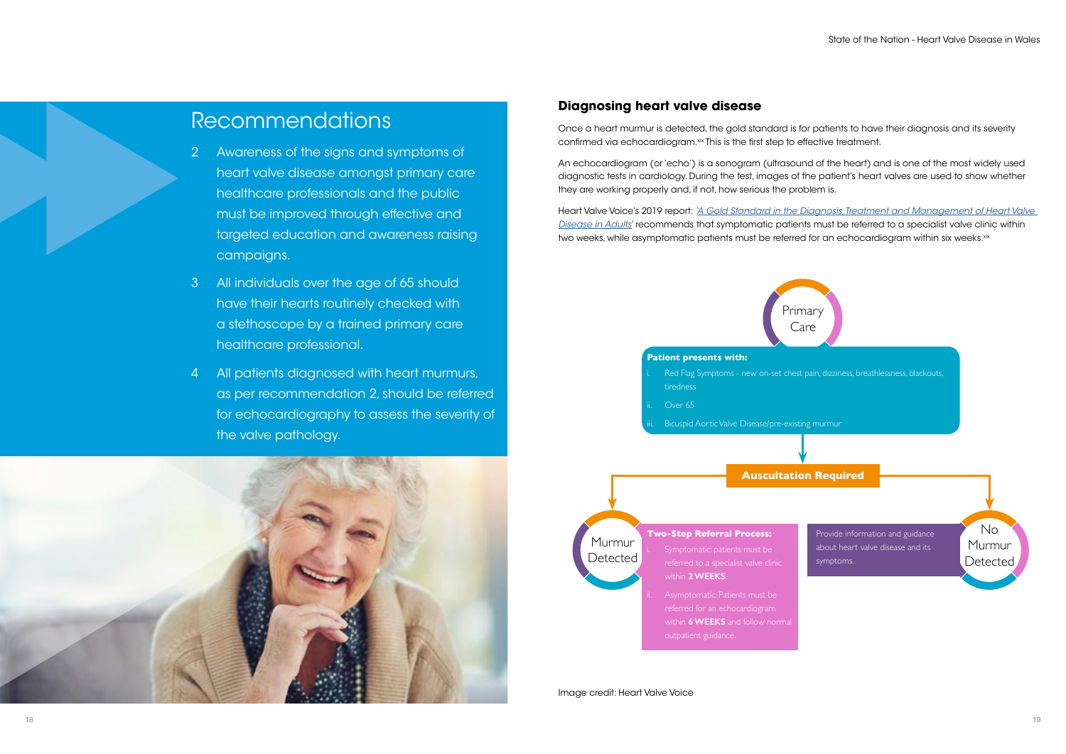## Recommendations

2 Awareness of the signs and symptoms of heart valve disease amongst primary care healthcare professionals and the public must be improved through effective and targeted education and awareness raising campaigns.

3 All individuals over the age of 65 should have their hearts routinely checked with a stethoscope by a trained primary care healthcare professional.

4 All patients diagnosed with heart murmurs, as per recommendation 2, should be referred for echocardiography to assess the severity of the valve pathology.

## Diagnosing heart valve disease

Once a heart murmur is detected, the gold standard is for patients to have their diagnosis and its severity confirmed via echocardiogram.[xix] This is the first step to effective treatment.

An echocardiogram (or 'echo') is a sonogram (ultrasound of the heart) and is one of the most widely used diagnostic tests in cardiology. During the test, images of the patient's heart valves are used to show whether they are working properly and, if not, how serious the problem is.

Heart Valve Voice's 2019 report: *'A Gold Standard in the Diagnosis, Treatment and Management of Heart Valve Disease in Adults'* recommends that symptomatic patients must be referred to a specialist valve clinic within two weeks, while asymptomatic patients must be referred for an echocardiogram within six weeks.[xix]

Primary Care

**Patient presents with:**

i. Red Flag Symptoms - new on-set chest pain, dizziness, breathlessness, blackouts, tiredness

ii. Over 65

iii. Bicuspid Aortic Valve Disease/pre-existing murmur

**Auscultation Required**

Murmur Detected

**Two-Step Referral Process:**

i. Symptomatic: patients must be referred to a specialist valve clinic within **2 WEEKS**.

ii. Asymptomatic: Patients must be referred for an echocardiogram within **6 WEEKS** and follow normal outpatient guidance.

No Murmur Detected

Provide information and guidance about heart valve disease and its symptoms.

Image credit: Heart Valve Voice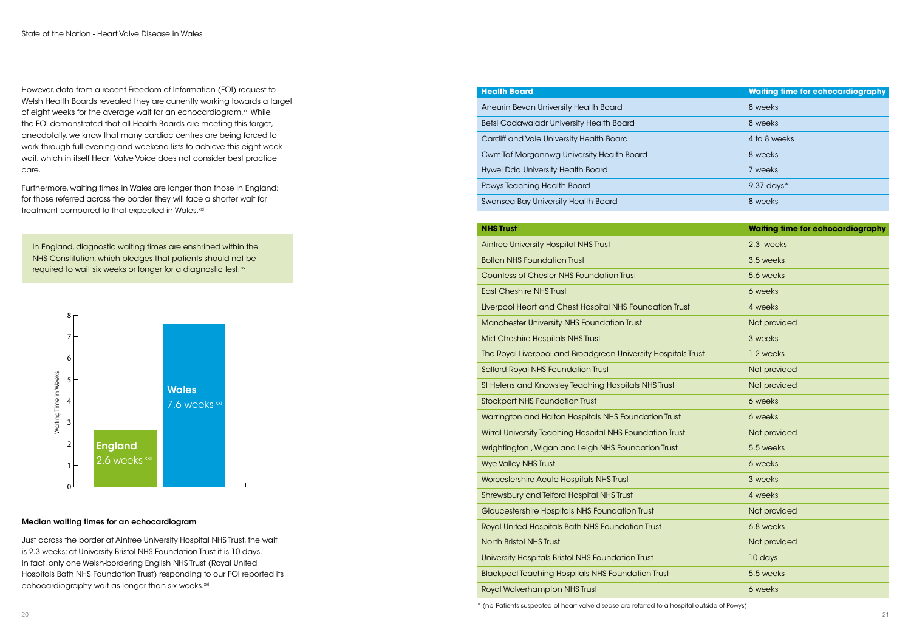However, data from a recent Freedom of Information (FOI) request to Welsh Health Boards revealed they are currently working towards a target of eight weeks for the average wait for an echocardiogram.[xxi] While the FOI demonstrated that all Health Boards are meeting this target, anecdotally, we know that many cardiac centres are being forced to work through full evening and weekend lists to achieve this eight week wait, which in itself Heart Valve Voice does not consider best practice care.

Furthermore, waiting times in Wales are longer than those in England; for those referred across the border, they will face a shorter wait for treatment compared to that expected in Wales.[xxi]

> In England, diagnostic waiting times are enshrined within the NHS Constitution, which pledges that patients should not be required to wait six weeks or longer for a diagnostic test.[xx]

| | Waiting Time in Weeks |
|---|---|
| England | 2.6 weeks[xxii] |
| Wales | 7.6 weeks[xxi] |

### Median waiting times for an echocardiogram

Just across the border at Aintree University Hospital NHS Trust, the wait is 2.3 weeks; at University Bristol NHS Foundation Trust it is 10 days. In fact, only one Welsh-bordering English NHS Trust (Royal United Hospitals Bath NHS Foundation Trust) responding to our FOI reported its echocardiography wait as longer than six weeks.[xxi]

| Health Board | Waiting time for echocardiography |
|---|---|
| Aneurin Bevan University Health Board | 8 weeks |
| Betsi Cadawaladr University Health Board | 8 weeks |
| Cardiff and Vale University Health Board | 4 to 8 weeks |
| Cwm Taf Morgannwg University Health Board | 8 weeks |
| Hywel Dda University Health Board | 7 weeks |
| Powys Teaching Health Board | 9.37 days* |
| Swansea Bay University Health Board | 8 weeks |

| NHS Trust | Waiting time for echocardiography |
|---|---|
| Aintree University Hospital NHS Trust | 2.3 weeks |
| Bolton NHS Foundation Trust | 3.5 weeks |
| Countess of Chester NHS Foundation Trust | 5.6 weeks |
| East Cheshire NHS Trust | 6 weeks |
| Liverpool Heart and Chest Hospital NHS Foundation Trust | 4 weeks |
| Manchester University NHS Foundation Trust | Not provided |
| Mid Cheshire Hospitals NHS Trust | 3 weeks |
| The Royal Liverpool and Broadgreen University Hospitals Trust | 1-2 weeks |
| Salford Royal NHS Foundation Trust | Not provided |
| St Helens and Knowsley Teaching Hospitals NHS Trust | Not provided |
| Stockport NHS Foundation Trust | 6 weeks |
| Warrington and Halton Hospitals NHS Foundation Trust | 6 weeks |
| Wirral University Teaching Hospital NHS Foundation Trust | Not provided |
| Wrightington , Wigan and Leigh NHS Foundation Trust | 5.5 weeks |
| Wye Valley NHS Trust | 6 weeks |
| Worcestershire Acute Hospitals NHS Trust | 3 weeks |
| Shrewsbury and Telford Hospital NHS Trust | 4 weeks |
| Gloucestershire Hospitals NHS Foundation Trust | Not provided |
| Royal United Hospitals Bath NHS Foundation Trust | 6.8 weeks |
| North Bristol NHS Trust | Not provided |
| University Hospitals Bristol NHS Foundation Trust | 10 days |
| Blackpool Teaching Hospitals NHS Foundation Trust | 5.5 weeks |
| Royal Wolverhampton NHS Trust | 6 weeks |

* (nb. Patients suspected of heart valve disease are referred to a hospital outside of Powys)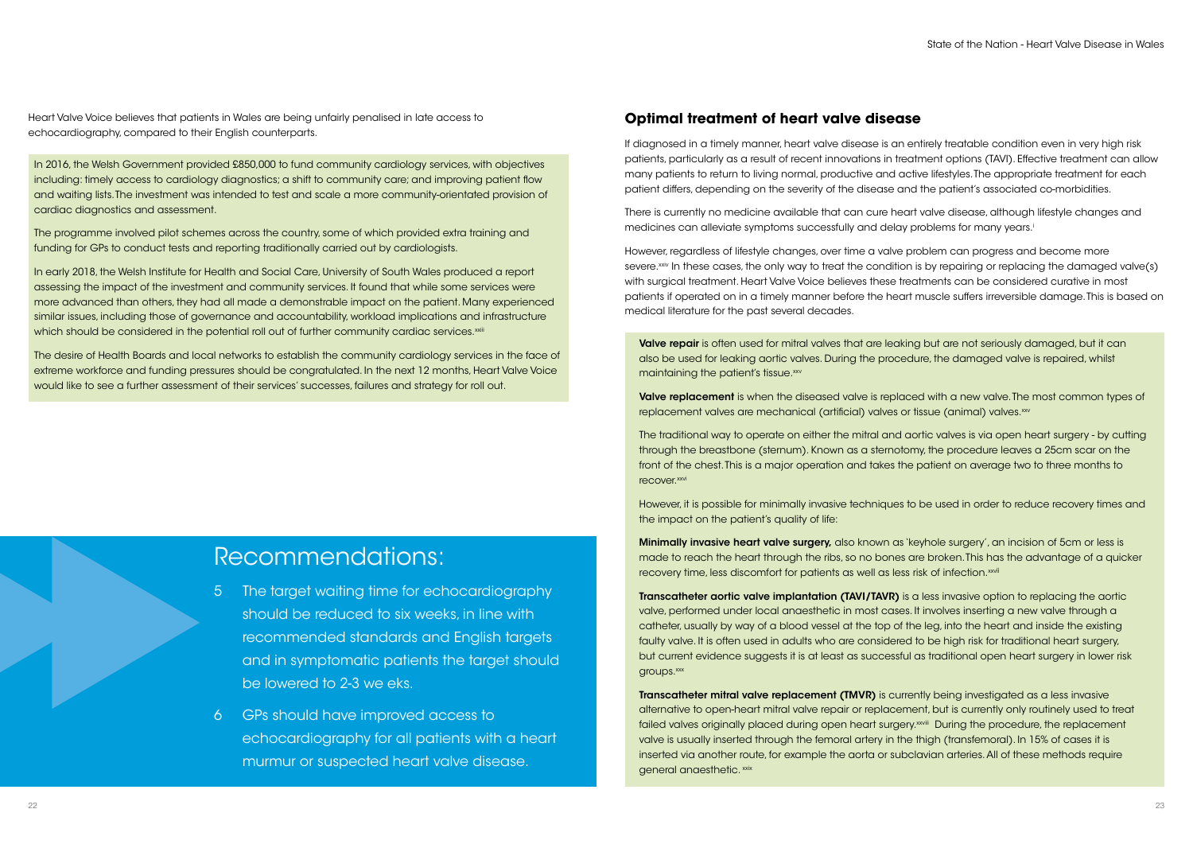Heart Valve Voice believes that patients in Wales are being unfairly penalised in late access to echocardiography, compared to their English counterparts.

In 2016, the Welsh Government provided £850,000 to fund community cardiology services, with objectives including: timely access to cardiology diagnostics; a shift to community care; and improving patient flow and waiting lists. The investment was intended to test and scale a more community-orientated provision of cardiac diagnostics and assessment.

The programme involved pilot schemes across the country, some of which provided extra training and funding for GPs to conduct tests and reporting traditionally carried out by cardiologists.

In early 2018, the Welsh Institute for Health and Social Care, University of South Wales produced a report assessing the impact of the investment and community services. It found that while some services were more advanced than others, they had all made a demonstrable impact on the patient. Many experienced similar issues, including those of governance and accountability, workload implications and infrastructure which should be considered in the potential roll out of further community cardiac services.[xxiii]

The desire of Health Boards and local networks to establish the community cardiology services in the face of extreme workforce and funding pressures should be congratulated. In the next 12 months, Heart Valve Voice would like to see a further assessment of their services' successes, failures and strategy for roll out.

## Recommendations:

5. The target waiting time for echocardiography should be reduced to six weeks, in line with recommended standards and English targets and in symptomatic patients the target should be lowered to 2-3 we eks.
6. GPs should have improved access to echocardiography for all patients with a heart murmur or suspected heart valve disease.

## Optimal treatment of heart valve disease

If diagnosed in a timely manner, heart valve disease is an entirely treatable condition even in very high risk patients, particularly as a result of recent innovations in treatment options (TAVI). Effective treatment can allow many patients to return to living normal, productive and active lifestyles. The appropriate treatment for each patient differs, depending on the severity of the disease and the patient's associated co-morbidities.

There is currently no medicine available that can cure heart valve disease, although lifestyle changes and medicines can alleviate symptoms successfully and delay problems for many years.[i]

However, regardless of lifestyle changes, over time a valve problem can progress and become more severe.[xxiv] In these cases, the only way to treat the condition is by repairing or replacing the damaged valve(s) with surgical treatment. Heart Valve Voice believes these treatments can be considered curative in most patients if operated on in a timely manner before the heart muscle suffers irreversible damage. This is based on medical literature for the past several decades.

**Valve repair** is often used for mitral valves that are leaking but are not seriously damaged, but it can also be used for leaking aortic valves. During the procedure, the damaged valve is repaired, whilst maintaining the patient's tissue.[xxv]

**Valve replacement** is when the diseased valve is replaced with a new valve. The most common types of replacement valves are mechanical (artificial) valves or tissue (animal) valves.[xxv]

The traditional way to operate on either the mitral and aortic valves is via open heart surgery - by cutting through the breastbone (sternum). Known as a sternotomy, the procedure leaves a 25cm scar on the front of the chest. This is a major operation and takes the patient on average two to three months to recover.[xxvi]

However, it is possible for minimally invasive techniques to be used in order to reduce recovery times and the impact on the patient's quality of life:

**Minimally invasive heart valve surgery,** also known as 'keyhole surgery', an incision of 5cm or less is made to reach the heart through the ribs, so no bones are broken. This has the advantage of a quicker recovery time, less discomfort for patients as well as less risk of infection.[xxvii]

**Transcatheter aortic valve implantation (TAVI/TAVR)** is a less invasive option to replacing the aortic valve, performed under local anaesthetic in most cases. It involves inserting a new valve through a catheter, usually by way of a blood vessel at the top of the leg, into the heart and inside the existing faulty valve. It is often used in adults who are considered to be high risk for traditional heart surgery, but current evidence suggests it is at least as successful as traditional open heart surgery in lower risk groups.[xxx]

**Transcatheter mitral valve replacement (TMVR)** is currently being investigated as a less invasive alternative to open-heart mitral valve repair or replacement, but is currently only routinely used to treat failed valves originally placed during open heart surgery.[xxviii] During the procedure, the replacement valve is usually inserted through the femoral artery in the thigh (transfemoral). In 15% of cases it is inserted via another route, for example the aorta or subclavian arteries. All of these methods require general anaesthetic.[xxix]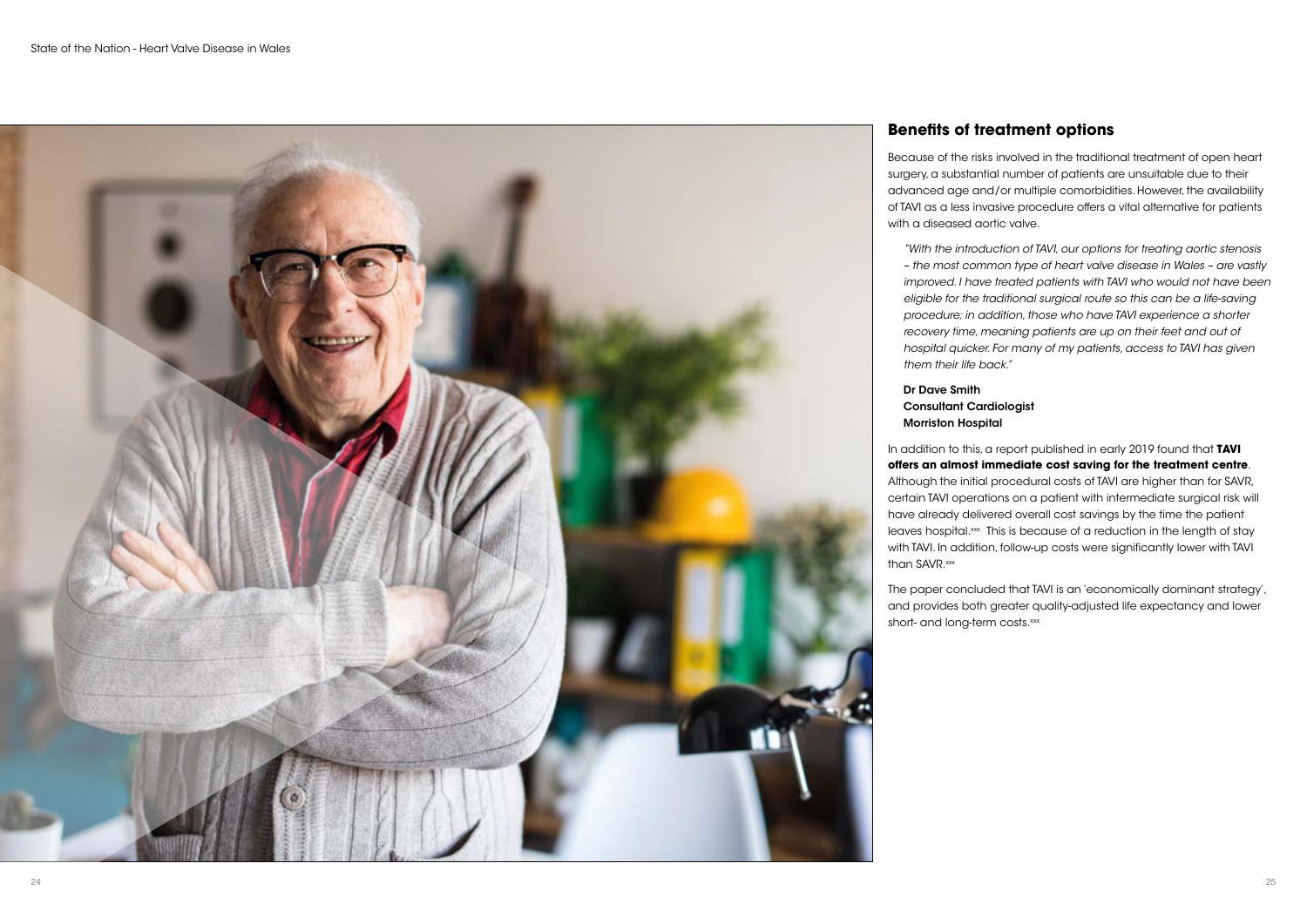## Benefits of treatment options

Because of the risks involved in the traditional treatment of open heart surgery, a substantial number of patients are unsuitable due to their advanced age and/or multiple comorbidities. However, the availability of TAVI as a less invasive procedure offers a vital alternative for patients with a diseased aortic valve.

> *"With the introduction of TAVI, our options for treating aortic stenosis – the most common type of heart valve disease in Wales – are vastly improved. I have treated patients with TAVI who would not have been eligible for the traditional surgical route so this can be a life-saving procedure; in addition, those who have TAVI experience a shorter recovery time, meaning patients are up on their feet and out of hospital quicker. For many of my patients, access to TAVI has given them their life back."*
>
> **Dr Dave Smith**
> **Consultant Cardiologist**
> **Morriston Hospital**

In addition to this, a report published in early 2019 found that **TAVI offers an almost immediate cost saving for the treatment centre**. Although the initial procedural costs of TAVI are higher than for SAVR, certain TAVI operations on a patient with intermediate surgical risk will have already delivered overall cost savings by the time the patient leaves hospital.[xxx] This is because of a reduction in the length of stay with TAVI. In addition, follow-up costs were significantly lower with TAVI than SAVR.[xxx]

The paper concluded that TAVI is an 'economically dominant strategy', and provides both greater quality-adjusted life expectancy and lower short- and long-term costs.[xxx]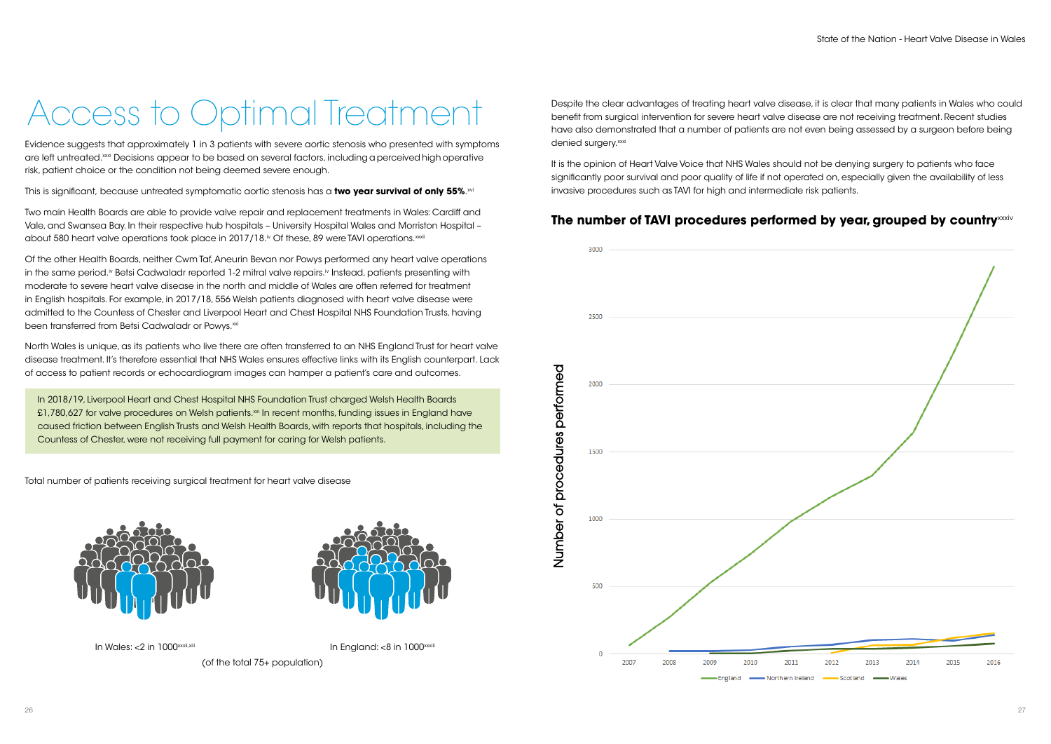# Access to Optimal Treatment

Evidence suggests that approximately 1 in 3 patients with severe aortic stenosis who presented with symptoms are left untreated.[xxxi] Decisions appear to be based on several factors, including a perceived high operative risk, patient choice or the condition not being deemed severe enough.

This is significant, because untreated symptomatic aortic stenosis has a **two year survival of only 55%**.[xvi]

Two main Health Boards are able to provide valve repair and replacement treatments in Wales: Cardiff and Vale, and Swansea Bay. In their respective hub hospitals – University Hospital Wales and Morriston Hospital – about 580 heart valve operations took place in 2017/18.[iv] Of these, 89 were TAVI operations.[xxxii]

Of the other Health Boards, neither Cwm Taf, Aneurin Bevan nor Powys performed any heart valve operations in the same period.[iv] Betsi Cadwaladr reported 1-2 mitral valve repairs.[iv] Instead, patients presenting with moderate to severe heart valve disease in the north and middle of Wales are often referred for treatment in English hospitals. For example, in 2017/18, 556 Welsh patients diagnosed with heart valve disease were admitted to the Countess of Chester and Liverpool Heart and Chest Hospital NHS Foundation Trusts, having been transferred from Betsi Cadwaladr or Powys.[xxi]

North Wales is unique, as its patients who live there are often transferred to an NHS England Trust for heart valve disease treatment. It's therefore essential that NHS Wales ensures effective links with its English counterpart. Lack of access to patient records or echocardiogram images can hamper a patient's care and outcomes.

> In 2018/19, Liverpool Heart and Chest Hospital NHS Foundation Trust charged Welsh Health Boards £1,780,627 for valve procedures on Welsh patients.[xxi] In recent months, funding issues in England have caused friction between English Trusts and Welsh Health Boards, with reports that hospitals, including the Countess of Chester, were not receiving full payment for caring for Welsh patients.

Total number of patients receiving surgical treatment for heart valve disease

In Wales: <2 in 1000[xxxii,xiii]

In England: <8 in 1000[xxxiii]

(of the total 75+ population)

Despite the clear advantages of treating heart valve disease, it is clear that many patients in Wales who could benefit from surgical intervention for severe heart valve disease are not receiving treatment. Recent studies have also demonstrated that a number of patients are not even being assessed by a surgeon before being denied surgery.[xxxi]

It is the opinion of Heart Valve Voice that NHS Wales should not be denying surgery to patients who face significantly poor survival and poor quality of life if not operated on, especially given the availability of less invasive procedures such as TAVI for high and intermediate risk patients.

## The number of TAVI procedures performed by year, grouped by country[xxxiv]

Number of procedures performed (0–3000), 2007–2016. Legend: England, Northern Ireland, Scotland, Wales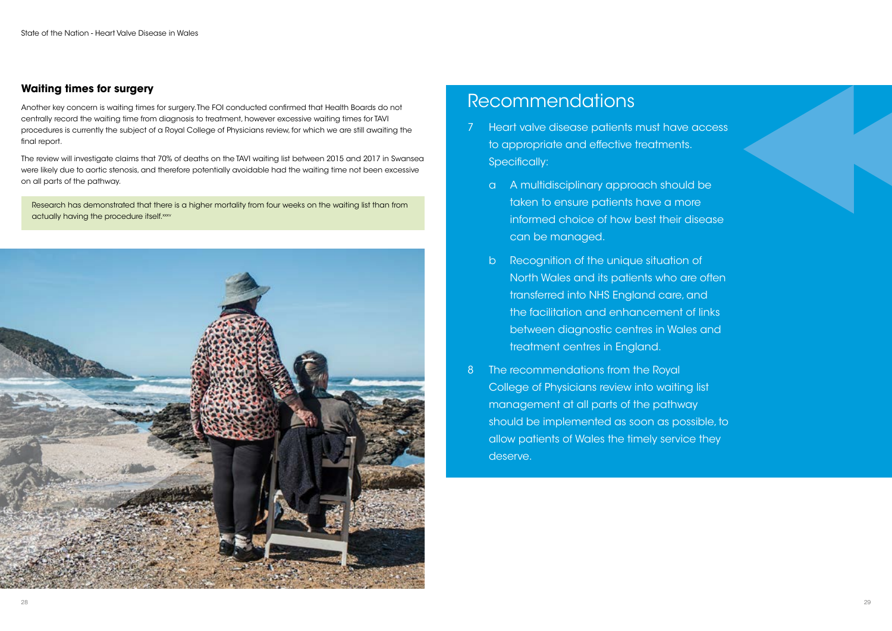## Waiting times for surgery

Another key concern is waiting times for surgery. The FOI conducted confirmed that Health Boards do not centrally record the waiting time from diagnosis to treatment, however excessive waiting times for TAVI procedures is currently the subject of a Royal College of Physicians review, for which we are still awaiting the final report.

The review will investigate claims that 70% of deaths on the TAVI waiting list between 2015 and 2017 in Swansea were likely due to aortic stenosis, and therefore potentially avoidable had the waiting time not been excessive on all parts of the pathway.

Research has demonstrated that there is a higher mortality from four weeks on the waiting list than from actually having the procedure itself.[xxxv]

# Recommendations

7 Heart valve disease patients must have access to appropriate and effective treatments. Specifically:

   a A multidisciplinary approach should be taken to ensure patients have a more informed choice of how best their disease can be managed.

   b Recognition of the unique situation of North Wales and its patients who are often transferred into NHS England care, and the facilitation and enhancement of links between diagnostic centres in Wales and treatment centres in England.

8 The recommendations from the Royal College of Physicians review into waiting list management at all parts of the pathway should be implemented as soon as possible, to allow patients of Wales the timely service they deserve.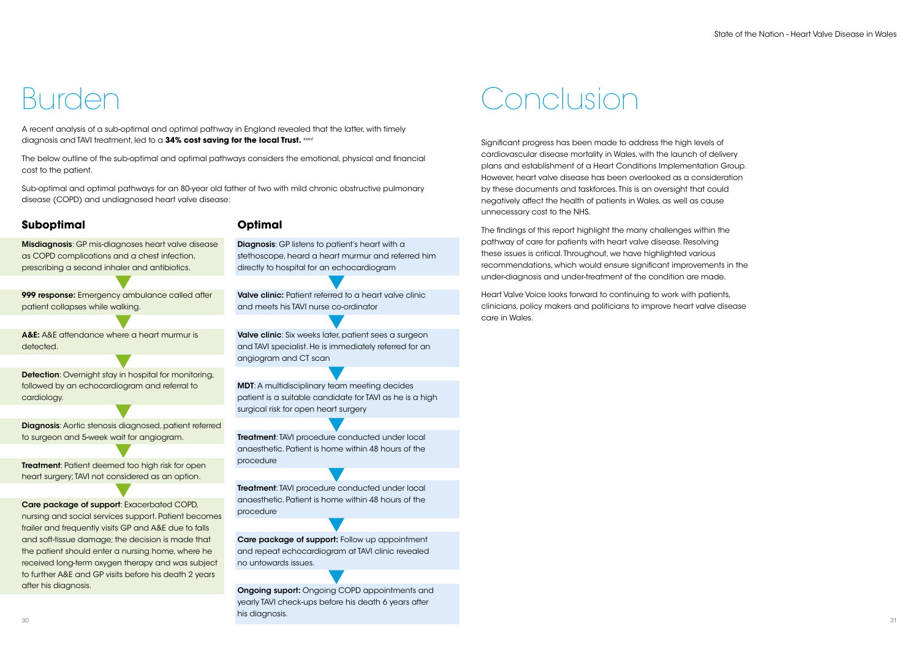# Burden

A recent analysis of a sub-optimal and optimal pathway in England revealed that the latter, with timely diagnosis and TAVI treatment, led to a **34% cost saving for the local Trust.** [xxxvi]

The below outline of the sub-optimal and optimal pathways considers the emotional, physical and financial cost to the patient.

Sub-optimal and optimal pathways for an 80-year old father of two with mild chronic obstructive pulmonary disease (COPD) and undiagnosed heart valve disease:

## Suboptimal

**Misdiagnosis**: GP mis-diagnoses heart valve disease as COPD complications and a chest infection, prescribing a second inhaler and antibiotics.

**999 response:** Emergency ambulance called after patient collapses while walking.

**A&E:** A&E attendance where a heart murmur is detected.

**Detection**: Overnight stay in hospital for monitoring, followed by an echocardiogram and referral to cardiology.

**Diagnosis**: Aortic stenosis diagnosed, patient referred to surgeon and 5-week wait for angiogram.

**Treatment**: Patient deemed too high risk for open heart surgery; TAVI not considered as an option.

**Care package of support**: Exacerbated COPD, nursing and social services support. Patient becomes frailer and frequently visits GP and A&E due to falls and soft-tissue damage; the decision is made that the patient should enter a nursing home, where he received long-term oxygen therapy and was subject to further A&E and GP visits before his death 2 years after his diagnosis.

## Optimal

**Diagnosis**: GP listens to patient's heart with a stethoscope, heard a heart murmur and referred him directly to hospital for an echocardiogram

**Valve clinic:** Patient referred to a heart valve clinic and meets his TAVI nurse co-ordinator

**Valve clinic**: Six weeks later, patient sees a surgeon and TAVI specialist. He is immediately referred for an angiogram and CT scan

**MDT**: A multidisciplinary team meeting decides patient is a suitable candidate for TAVI as he is a high surgical risk for open heart surgery

**Treatment**: TAVI procedure conducted under local anaesthetic. Patient is home within 48 hours of the procedure

**Treatment**: TAVI procedure conducted under local anaesthetic. Patient is home within 48 hours of the procedure

**Care package of support:** Follow up appointment and repeat echocardiogram at TAVI clinic revealed no untowards issues.

**Ongoing suport:** Ongoing COPD appointments and yearly TAVI check-ups before his death 6 years after his diagnosis.

# Conclusion

Significant progress has been made to address the high levels of cardiovascular disease mortality in Wales, with the launch of delivery plans and establishment of a Heart Conditions Implementation Group. However, heart valve disease has been overlooked as a consideration by these documents and taskforces. This is an oversight that could negatively affect the health of patients in Wales, as well as cause unnecessary cost to the NHS.

The findings of this report highlight the many challenges within the pathway of care for patients with heart valve disease. Resolving these issues is critical. Throughout, we have highlighted various recommendations, which would ensure significant improvements in the under-diagnosis and under-treatment of the condition are made.

Heart Valve Voice looks forward to continuing to work with patients, clinicians, policy makers and politicians to improve heart valve disease care in Wales.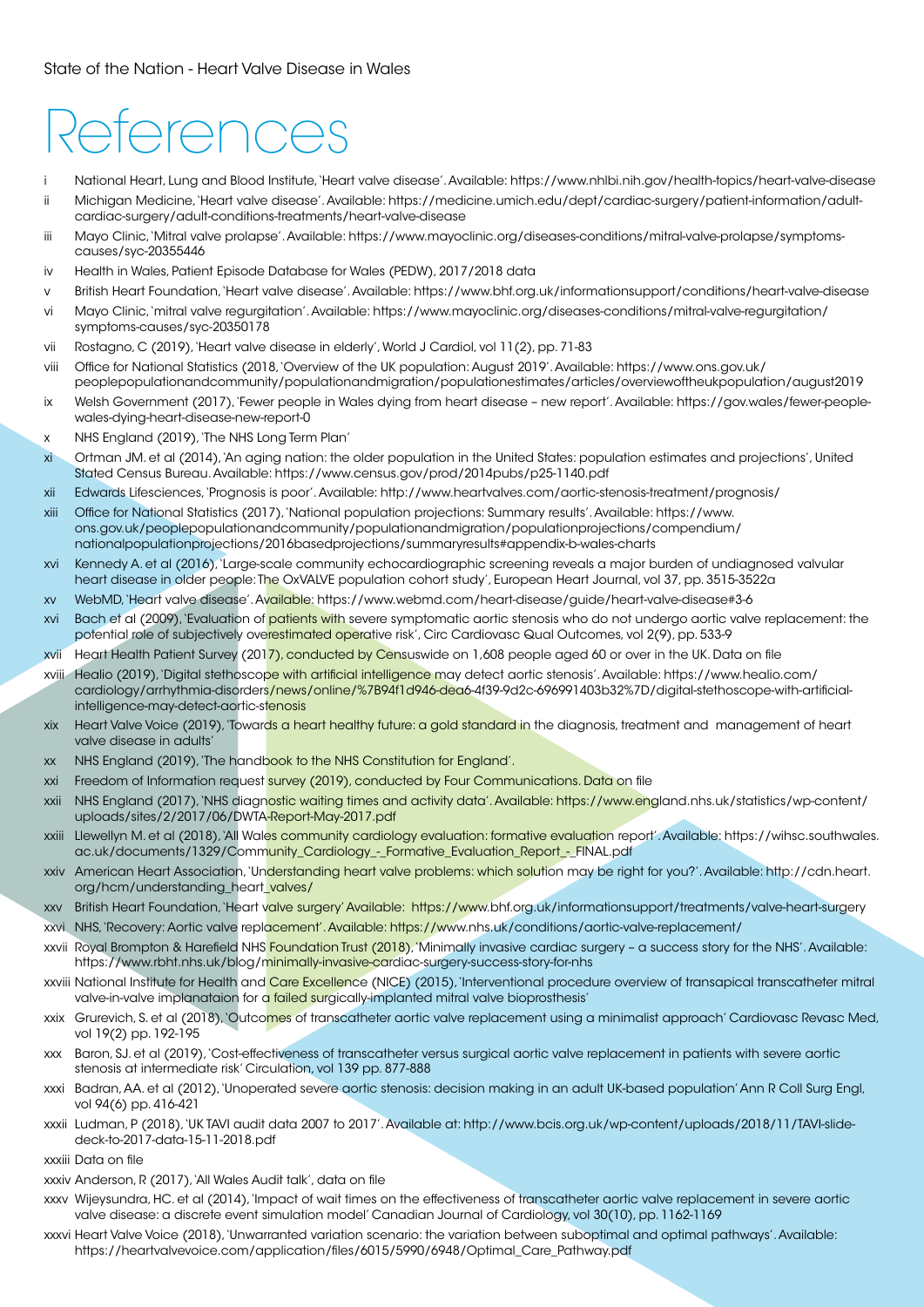# References

- i National Heart, Lung and Blood Institute, 'Heart valve disease'. Available: https://www.nhlbi.nih.gov/health-topics/heart-valve-disease
- ii Michigan Medicine, 'Heart valve disease'. Available: https://medicine.umich.edu/dept/cardiac-surgery/patient-information/adult-cardiac-surgery/adult-conditions-treatments/heart-valve-disease
- iii Mayo Clinic, 'Mitral valve prolapse'. Available: https://www.mayoclinic.org/diseases-conditions/mitral-valve-prolapse/symptoms-causes/syc-20355446
- iv Health in Wales, Patient Episode Database for Wales (PEDW), 2017/2018 data
- v British Heart Foundation, 'Heart valve disease'. Available: https://www.bhf.org.uk/informationsupport/conditions/heart-valve-disease
- vi Mayo Clinic, 'mitral valve regurgitation'. Available: https://www.mayoclinic.org/diseases-conditions/mitral-valve-regurgitation/symptoms-causes/syc-20350178
- vii Rostagno, C (2019), 'Heart valve disease in elderly', World J Cardiol, vol 11(2), pp. 71-83
- viii Office for National Statistics (2018, 'Overview of the UK population: August 2019'. Available: https://www.ons.gov.uk/peoplepopulationandcommunity/populationandmigration/populationestimates/articles/overviewoftheukpopulation/august2019
- ix Welsh Government (2017), 'Fewer people in Wales dying from heart disease – new report'. Available: https://gov.wales/fewer-people-wales-dying-heart-disease-new-report-0
- x NHS England (2019), 'The NHS Long Term Plan'
- xi Ortman JM. et al (2014), 'An aging nation: the older population in the United States: population estimates and projections', United Stated Census Bureau. Available: https://www.census.gov/prod/2014pubs/p25-1140.pdf
- xii Edwards Lifesciences, 'Prognosis is poor'. Available: http://www.heartvalves.com/aortic-stenosis-treatment/prognosis/
- xiii Office for National Statistics (2017), 'National population projections: Summary results'. Available: https://www.ons.gov.uk/peoplepopulationandcommunity/populationandmigration/populationprojections/compendium/nationalpopulationprojections/2016basedprojections/summaryresults#appendix-b-wales-charts
- xvi Kennedy A. et al (2016), 'Large-scale community echocardiographic screening reveals a major burden of undiagnosed valvular heart disease in older people: The OxVALVE population cohort study', European Heart Journal, vol 37, pp. 3515-3522a
- xv WebMD, 'Heart valve disease'. Available: https://www.webmd.com/heart-disease/guide/heart-valve-disease#3-6
- xvi Bach et al (2009), 'Evaluation of patients with severe symptomatic aortic stenosis who do not undergo aortic valve replacement: the potential role of subjectively overestimated operative risk', Circ Cardiovasc Qual Outcomes, vol 2(9), pp. 533-9
- xvii Heart Health Patient Survey (2017), conducted by Censuswide on 1,608 people aged 60 or over in the UK. Data on file
- xviii Healio (2019), 'Digital stethoscope with artificial intelligence may detect aortic stenosis'. Available: https://www.healio.com/cardiology/arrhythmia-disorders/news/online/%7B94f1d946-dea6-4f39-9d2c-696991403b32%7D/digital-stethoscope-with-artificial-intelligence-may-detect-aortic-stenosis
- xix Heart Valve Voice (2019), 'Towards a heart healthy future: a gold standard in the diagnosis, treatment and management of heart valve disease in adults'
- xx NHS England (2019), 'The handbook to the NHS Constitution for England'.
- xxi Freedom of Information request survey (2019), conducted by Four Communications. Data on file
- xxii NHS England (2017), 'NHS diagnostic waiting times and activity data'. Available: https://www.england.nhs.uk/statistics/wp-content/uploads/sites/2/2017/06/DWTA-Report-May-2017.pdf
- xxiii Llewellyn M. et al (2018), 'All Wales community cardiology evaluation: formative evaluation report'. Available: https://wihsc.southwales.ac.uk/documents/1329/Community_Cardiology_-_Formative_Evaluation_Report_-_FINAL.pdf
- xxiv American Heart Association, 'Understanding heart valve problems: which solution may be right for you?'. Available: http://cdn.heart.org/hcm/understanding_heart_valves/
- xxv British Heart Foundation, 'Heart valve surgery' Available: https://www.bhf.org.uk/informationsupport/treatments/valve-heart-surgery
- xxvi NHS, 'Recovery: Aortic valve replacement'. Available: https://www.nhs.uk/conditions/aortic-valve-replacement/
- xxvii Royal Brompton & Harefield NHS Foundation Trust (2018), 'Minimally invasive cardiac surgery – a success story for the NHS'. Available: https://www.rbht.nhs.uk/blog/minimally-invasive-cardiac-surgery-success-story-for-nhs
- xxviii National Institute for Health and Care Excellence (NICE) (2015), 'Interventional procedure overview of transapical transcatheter mitral valve-in-valve implanataion for a failed surgically-implanted mitral valve bioprosthesis'
- xxix Grurevich, S. et al (2018), 'Outcomes of transcatheter aortic valve replacement using a minimalist approach' Cardiovasc Revasc Med, vol 19(2) pp. 192-195
- xxx Baron, SJ. et al (2019), 'Cost-effectiveness of transcatheter versus surgical aortic valve replacement in patients with severe aortic stenosis at intermediate risk' Circulation, vol 139 pp. 877-888
- xxxi Badran, AA. et al (2012), 'Unoperated severe aortic stenosis: decision making in an adult UK-based population' Ann R Coll Surg Engl, vol 94(6) pp. 416-421
- xxxii Ludman, P (2018), 'UK TAVI audit data 2007 to 2017'. Available at: http://www.bcis.org.uk/wp-content/uploads/2018/11/TAVI-slide-deck-to-2017-data-15-11-2018.pdf
- xxxiii Data on file
- xxxiv Anderson, R (2017), 'All Wales Audit talk', data on file
- xxxv Wijeysundra, HC. et al (2014), 'Impact of wait times on the effectiveness of transcatheter aortic valve replacement in severe aortic valve disease: a discrete event simulation model' Canadian Journal of Cardiology, vol 30(10), pp. 1162-1169
- xxxvi Heart Valve Voice (2018), 'Unwarranted variation scenario: the variation between suboptimal and optimal pathways'. Available: https://heartvalvevoice.com/application/files/6015/5990/6948/Optimal_Care_Pathway.pdf